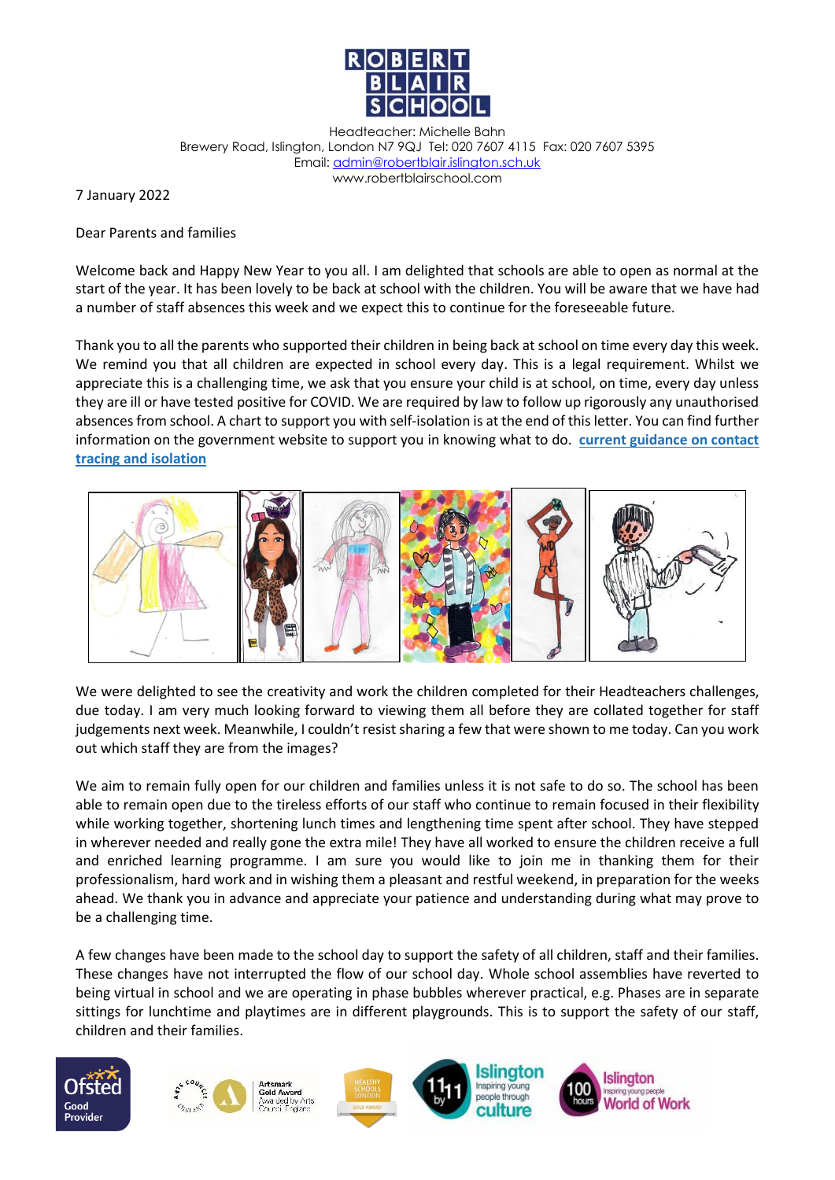ROBERT BLAIR SCHOOL

Headteacher: Michelle Bahn
Brewery Road, Islington, London N7 9QJ Tel: 020 7607 4115 Fax: 020 7607 5395
Email: [admin@robertblair.islington.sch.uk](mailto:admin@robertblair.islington.sch.uk)
www.robertblairschool.com

7 January 2022

Dear Parents and families

Welcome back and Happy New Year to you all. I am delighted that schools are able to open as normal at the start of the year. It has been lovely to be back at school with the children. You will be aware that we have had a number of staff absences this week and we expect this to continue for the foreseeable future.

Thank you to all the parents who supported their children in being back at school on time every day this week. We remind you that all children are expected in school every day. This is a legal requirement. Whilst we appreciate this is a challenging time, we ask that you ensure your child is at school, on time, every day unless they are ill or have tested positive for COVID. We are required by law to follow up rigorously any unauthorised absences from school. A chart to support you with self-isolation is at the end of this letter. You can find further information on the government website to support you in knowing what to do. **current guidance on contact tracing and isolation**

We were delighted to see the creativity and work the children completed for their Headteachers challenges, due today. I am very much looking forward to viewing them all before they are collated together for staff judgements next week. Meanwhile, I couldn't resist sharing a few that were shown to me today. Can you work out which staff they are from the images?

We aim to remain fully open for our children and families unless it is not safe to do so. The school has been able to remain open due to the tireless efforts of our staff who continue to remain focused in their flexibility while working together, shortening lunch times and lengthening time spent after school. They have stepped in wherever needed and really gone the extra mile! They have all worked to ensure the children receive a full and enriched learning programme. I am sure you would like to join me in thanking them for their professionalism, hard work and in wishing them a pleasant and restful weekend, in preparation for the weeks ahead. We thank you in advance and appreciate your patience and understanding during what may prove to be a challenging time.

A few changes have been made to the school day to support the safety of all children, staff and their families. These changes have not interrupted the flow of our school day. Whole school assemblies have reverted to being virtual in school and we are operating in phase bubbles wherever practical, e.g. Phases are in separate sittings for lunchtime and playtimes are in different playgrounds. This is to support the safety of our staff, children and their families.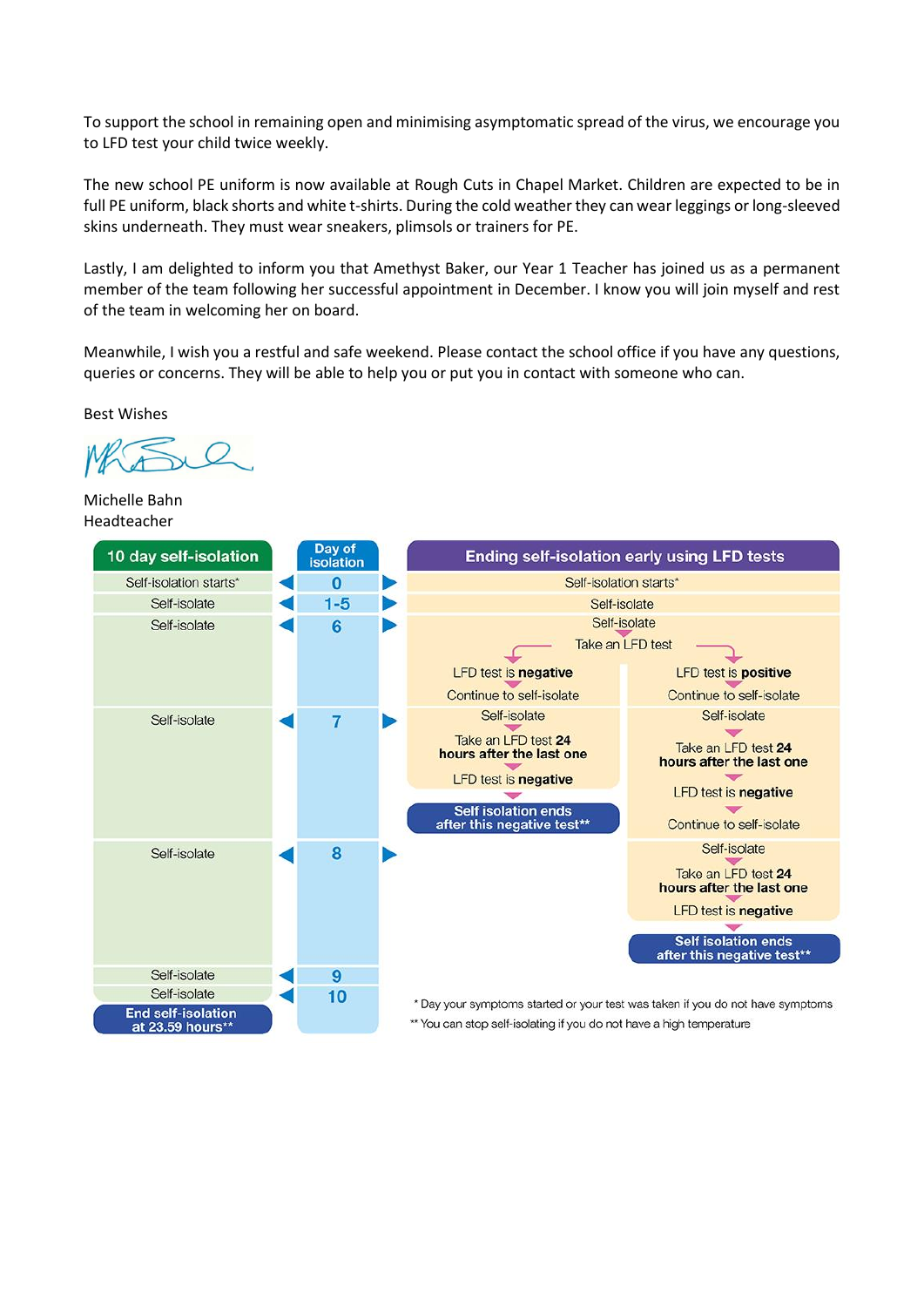To support the school in remaining open and minimising asymptomatic spread of the virus, we encourage you to LFD test your child twice weekly.

The new school PE uniform is now available at Rough Cuts in Chapel Market. Children are expected to be in full PE uniform, black shorts and white t-shirts. During the cold weather they can wear leggings or long-sleeved skins underneath. They must wear sneakers, plimsols or trainers for PE.

Lastly, I am delighted to inform you that Amethyst Baker, our Year 1 Teacher has joined us as a permanent member of the team following her successful appointment in December. I know you will join myself and rest of the team in welcoming her on board.

Meanwhile, I wish you a restful and safe weekend. Please contact the school office if you have any questions, queries or concerns. They will be able to help you or put you in contact with someone who can.

Best Wishes

Michelle Bahn
Headteacher

| 10 day self-isolation | Day of isolation | Ending self-isolation early using LFD tests | |
|---|---|---|---|
| Self-isolation starts* | 0 | Self-isolation starts* | |
| Self-isolate | 1-5 | Self-isolate | |
| Self-isolate | 6 | Self-isolate → Take an LFD test → LFD test is **negative** → Continue to self-isolate | Self-isolate → Take an LFD test → LFD test is **positive** → Continue to self-isolate |
| Self-isolate | 7 | Self-isolate → Take an LFD test **24 hours after the last one** → LFD test is **negative** → **Self isolation ends after this negative test**** | Self-isolate → Take an LFD test **24 hours after the last one** → LFD test is **negative** → Continue to self-isolate |
| Self-isolate | 8 | | Self-isolate → Take an LFD test **24 hours after the last one** → LFD test is **negative** → **Self isolation ends after this negative test**** |
| Self-isolate | 9 | | |
| Self-isolate | 10 | | |
| **End self-isolation at 23.59 hours**** | | | |

\* Day your symptoms started or your test was taken if you do not have symptoms

\*\* You can stop self-isolating if you do not have a high temperature